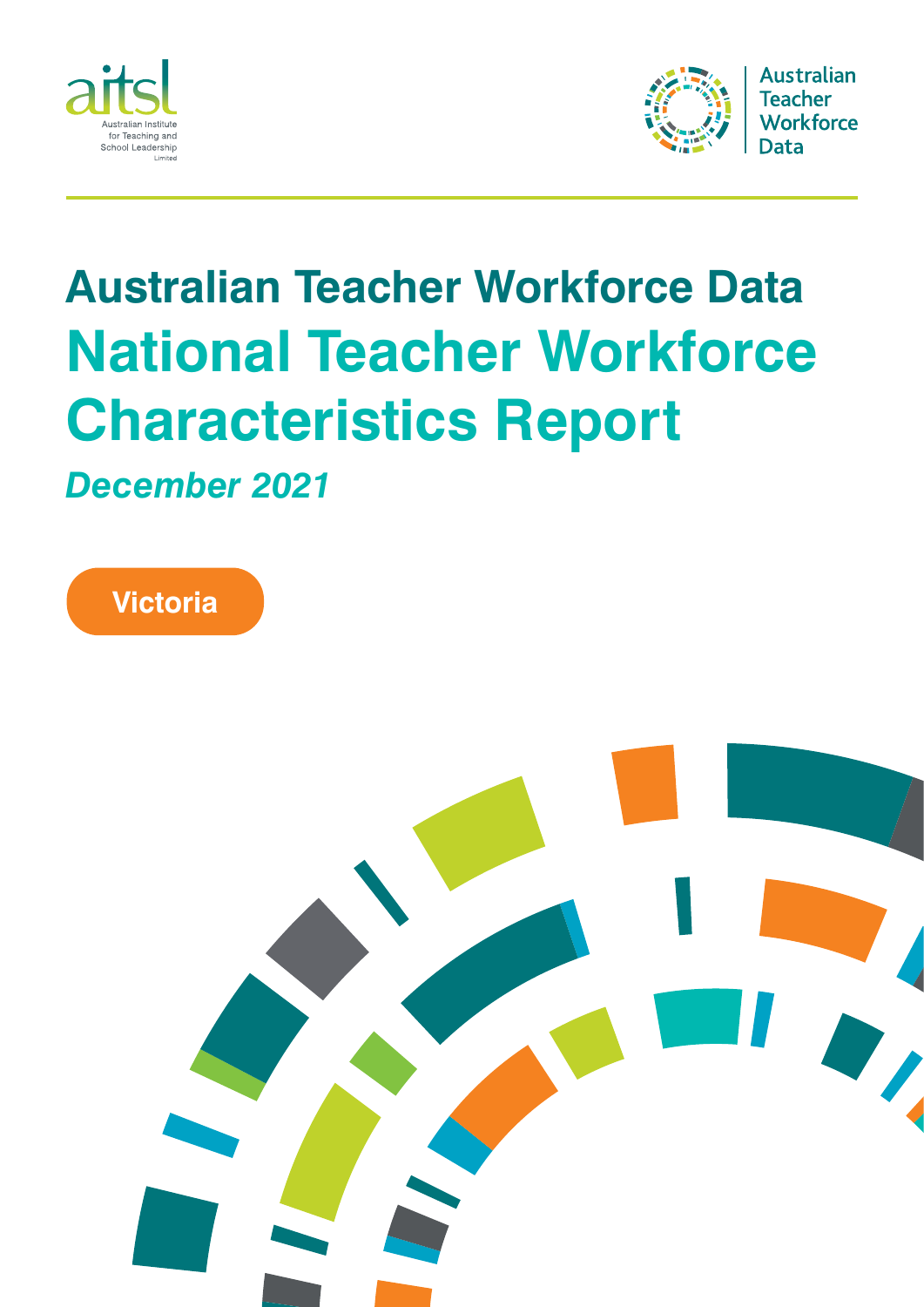aitsl
Australian Institute for Teaching and School Leadership Limited

Australian Teacher Workforce Data

# Australian Teacher Workforce Data

# National Teacher Workforce Characteristics Report

*December 2021*

**Victoria**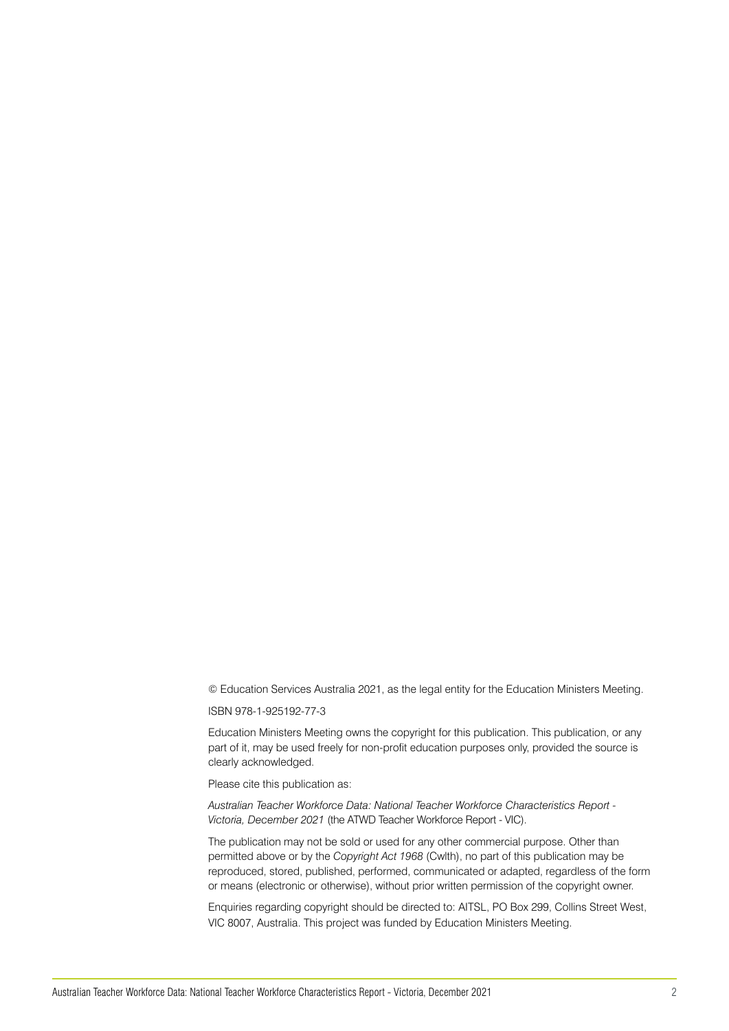© Education Services Australia 2021, as the legal entity for the Education Ministers Meeting.

ISBN 978-1-925192-77-3

Education Ministers Meeting owns the copyright for this publication. This publication, or any part of it, may be used freely for non-profit education purposes only, provided the source is clearly acknowledged.

Please cite this publication as:

*Australian Teacher Workforce Data: National Teacher Workforce Characteristics Report - Victoria, December 2021* (the ATWD Teacher Workforce Report - VIC).

The publication may not be sold or used for any other commercial purpose. Other than permitted above or by the *Copyright Act 1968* (Cwlth), no part of this publication may be reproduced, stored, published, performed, communicated or adapted, regardless of the form or means (electronic or otherwise), without prior written permission of the copyright owner.

Enquiries regarding copyright should be directed to: AITSL, PO Box 299, Collins Street West, VIC 8007, Australia. This project was funded by Education Ministers Meeting.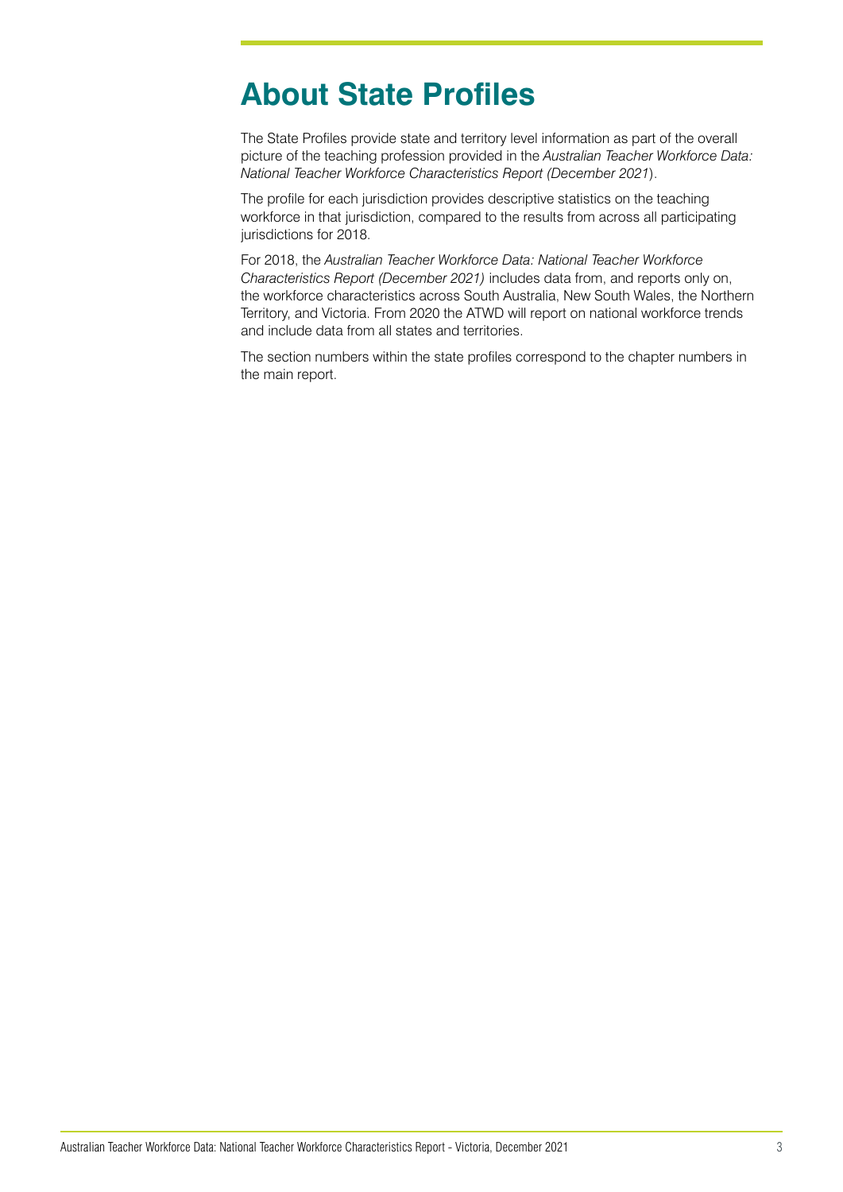# About State Profiles

The State Profiles provide state and territory level information as part of the overall picture of the teaching profession provided in the *Australian Teacher Workforce Data: National Teacher Workforce Characteristics Report (December 2021*).

The profile for each jurisdiction provides descriptive statistics on the teaching workforce in that jurisdiction, compared to the results from across all participating jurisdictions for 2018.

For 2018, the *Australian Teacher Workforce Data: National Teacher Workforce Characteristics Report (December 2021)* includes data from, and reports only on, the workforce characteristics across South Australia, New South Wales, the Northern Territory, and Victoria. From 2020 the ATWD will report on national workforce trends and include data from all states and territories.

The section numbers within the state profiles correspond to the chapter numbers in the main report.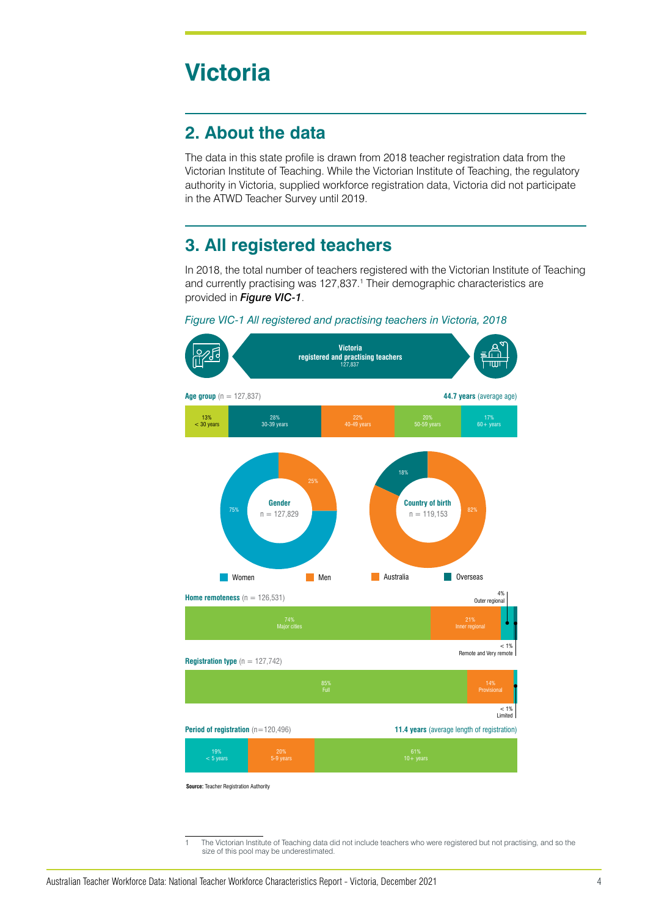# Victoria

## 2. About the data

The data in this state profile is drawn from 2018 teacher registration data from the Victorian Institute of Teaching. While the Victorian Institute of Teaching, the regulatory authority in Victoria, supplied workforce registration data, Victoria did not participate in the ATWD Teacher Survey until 2019.

## 3. All registered teachers

In 2018, the total number of teachers registered with the Victorian Institute of Teaching and currently practising was 127,837.[1] Their demographic characteristics are provided in ***Figure VIC-1***.

*Figure VIC-1 All registered and practising teachers in Victoria, 2018*

**Victoria registered and practising teachers**
127,837

**Age group** (n = 127,837) — **44.7 years** (average age)

| < 30 years | 30-39 years | 40-49 years | 50-59 years | 60+ years |
|---|---|---|---|---|
| 13% | 28% | 22% | 20% | 17% |

**Gender** (n = 127,829)

| Women | Men |
|---|---|
| 75% | 25% |

**Country of birth** (n = 119,153)

| Australia | Overseas |
|---|---|
| 82% | 18% |

**Home remoteness** (n = 126,531)

| Major cities | Inner regional | Outer regional | Remote and Very remote |
|---|---|---|---|
| 74% | 21% | 4% | < 1% |

**Registration type** (n = 127,742)

| Full | Provisional | Limited |
|---|---|---|
| 85% | 14% | < 1% |

**Period of registration** (n=120,496) — **11.4 years** (average length of registration)

| < 5 years | 5-9 years | 10+ years |
|---|---|---|
| 19% | 20% | 61% |

**Source:** Teacher Registration Authority

1 The Victorian Institute of Teaching data did not include teachers who were registered but not practising, and so the size of this pool may be underestimated.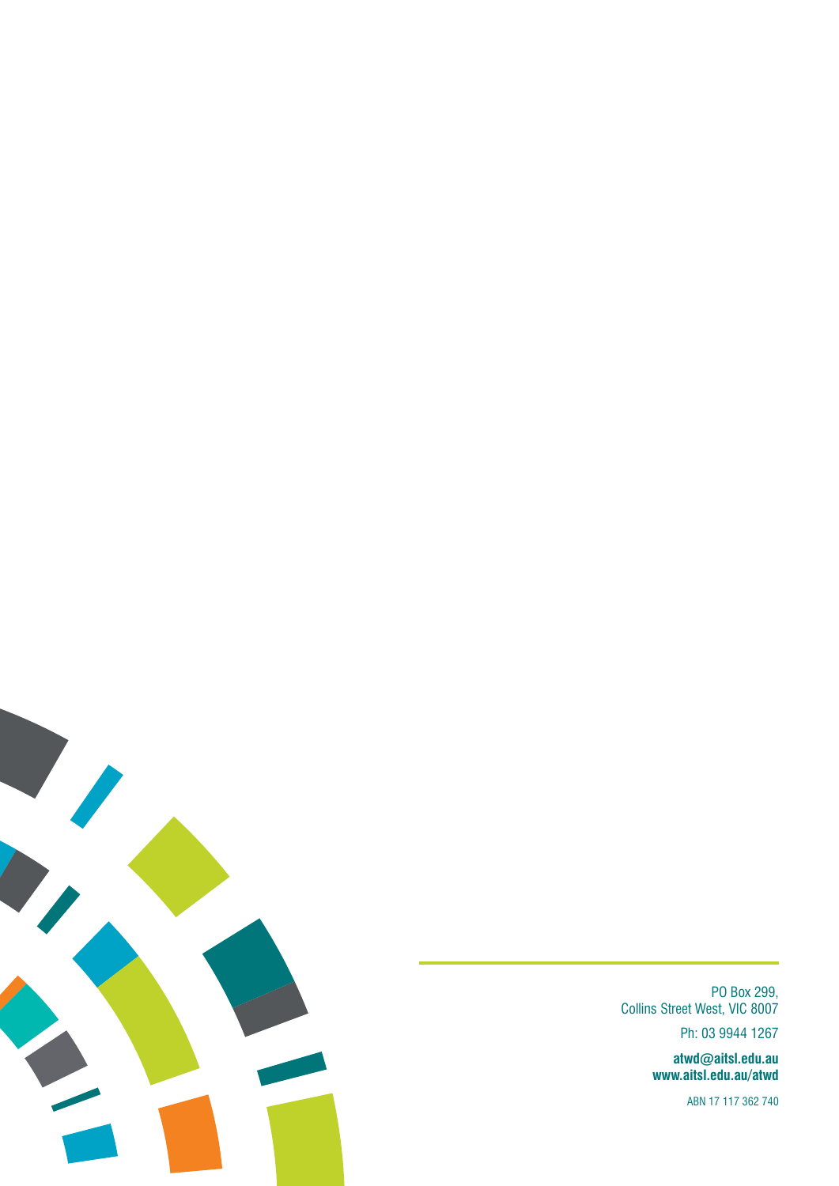PO Box 299,
Collins Street West, VIC 8007

Ph: 03 9944 1267

**atwd@aitsl.edu.au**
**www.aitsl.edu.au/atwd**

ABN 17 117 362 740